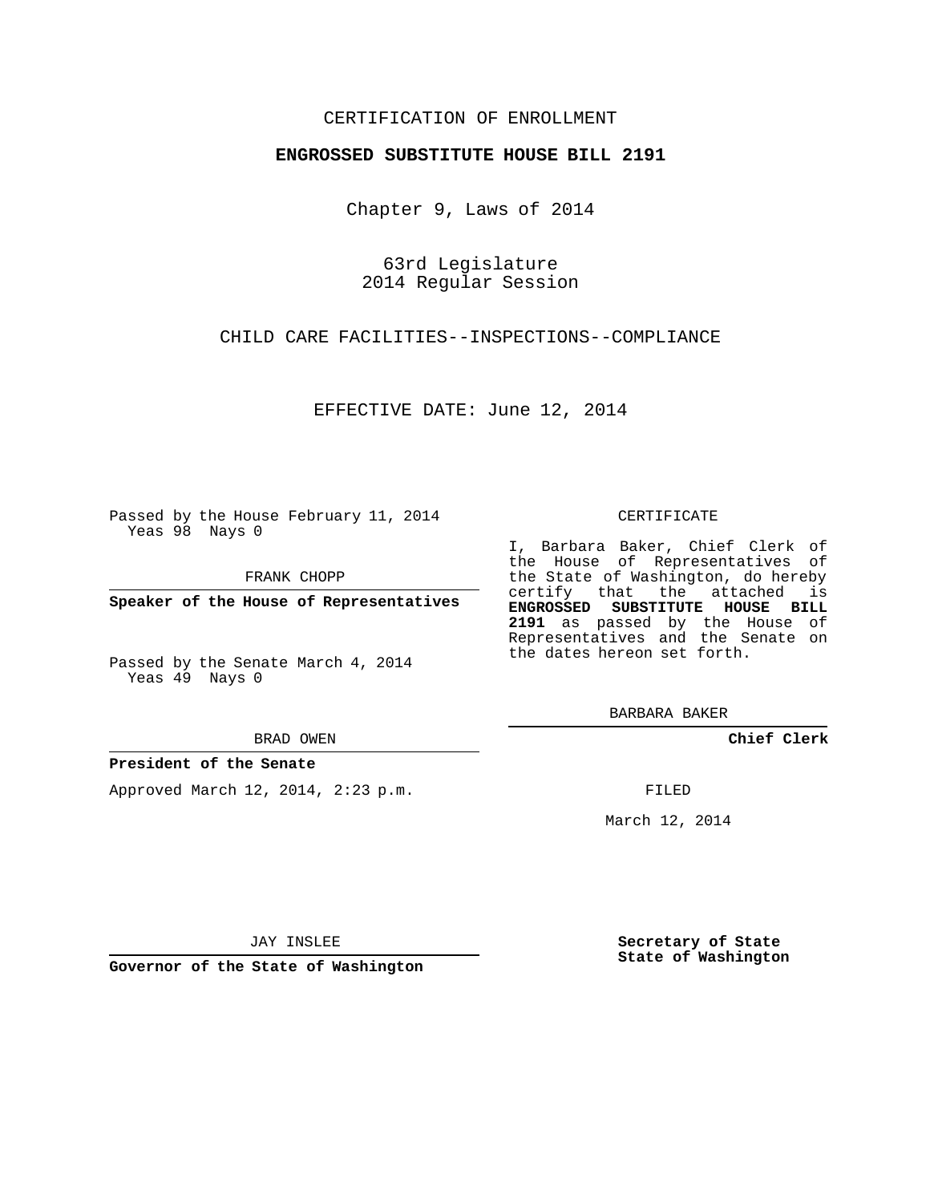CERTIFICATION OF ENROLLMENT

**ENGROSSED SUBSTITUTE HOUSE BILL 2191**

Chapter 9, Laws of 2014

63rd Legislature
2014 Regular Session

CHILD CARE FACILITIES--INSPECTIONS--COMPLIANCE

EFFECTIVE DATE: June 12, 2014

Passed by the House February 11, 2014
Yeas 98 Nays 0

FRANK CHOPP

**Speaker of the House of Representatives**

Passed by the Senate March 4, 2014
Yeas 49 Nays 0

BRAD OWEN

**President of the Senate**

Approved March 12, 2014, 2:23 p.m.

JAY INSLEE

**Governor of the State of Washington**

CERTIFICATE

I, Barbara Baker, Chief Clerk of the House of Representatives of the State of Washington, do hereby certify that the attached is **ENGROSSED SUBSTITUTE HOUSE BILL 2191** as passed by the House of Representatives and the Senate on the dates hereon set forth.

BARBARA BAKER

**Chief Clerk**

FILED

March 12, 2014

**Secretary of State**
**State of Washington**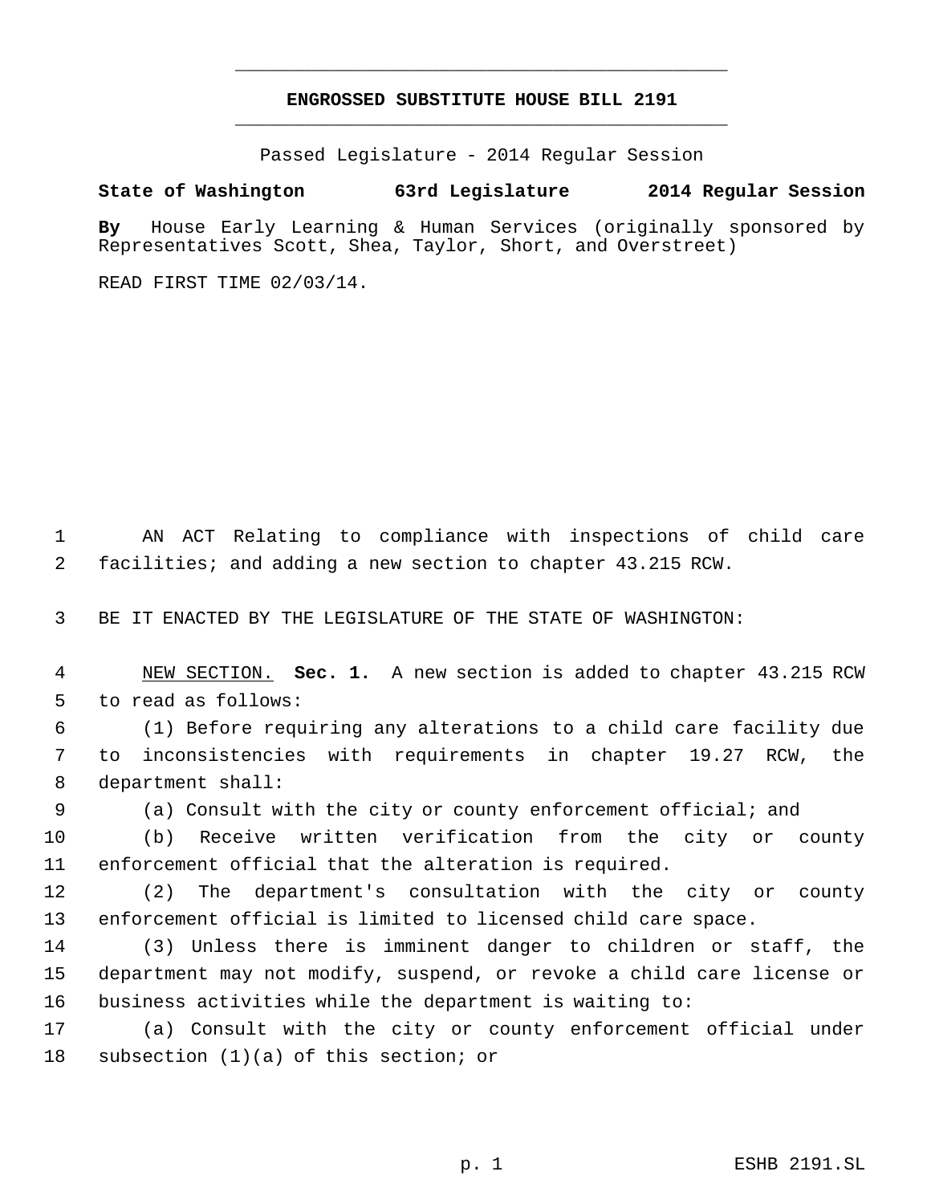**ENGROSSED SUBSTITUTE HOUSE BILL 2191**

Passed Legislature - 2014 Regular Session

**State of Washington 63rd Legislature 2014 Regular Session**

**By** House Early Learning & Human Services (originally sponsored by Representatives Scott, Shea, Taylor, Short, and Overstreet)

READ FIRST TIME 02/03/14.

AN ACT Relating to compliance with inspections of child care facilities; and adding a new section to chapter 43.215 RCW.

BE IT ENACTED BY THE LEGISLATURE OF THE STATE OF WASHINGTON:

NEW SECTION. **Sec. 1.** A new section is added to chapter 43.215 RCW to read as follows:

(1) Before requiring any alterations to a child care facility due to inconsistencies with requirements in chapter 19.27 RCW, the department shall:

(a) Consult with the city or county enforcement official; and

(b) Receive written verification from the city or county enforcement official that the alteration is required.

(2) The department's consultation with the city or county enforcement official is limited to licensed child care space.

(3) Unless there is imminent danger to children or staff, the department may not modify, suspend, or revoke a child care license or business activities while the department is waiting to:

(a) Consult with the city or county enforcement official under subsection (1)(a) of this section; or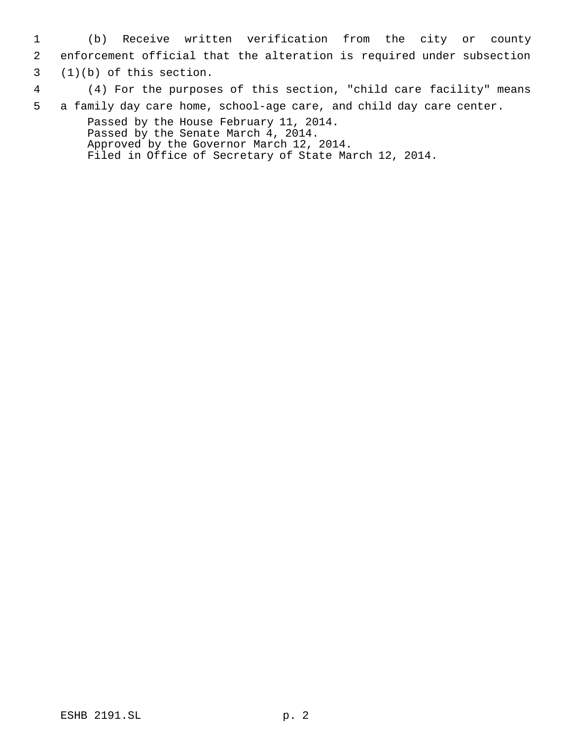(b) Receive written verification from the city or county enforcement official that the alteration is required under subsection (1)(b) of this section.

(4) For the purposes of this section, "child care facility" means a family day care home, school-age care, and child day care center.

Passed by the House February 11, 2014.
Passed by the Senate March 4, 2014.
Approved by the Governor March 12, 2014.
Filed in Office of Secretary of State March 12, 2014.